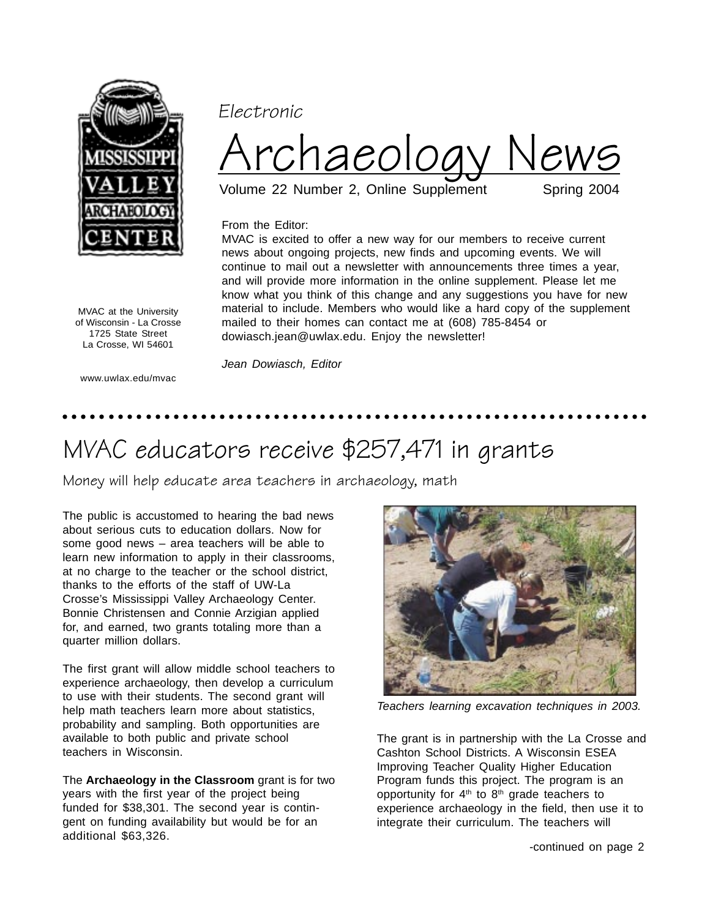*Electronic*

# Archaeology News

Volume 22 Number 2, Online Supplement Spring 2004

MVAC at the University
of Wisconsin - La Crosse
1725 State Street
La Crosse, WI 54601

www.uwlax.edu/mvac

From the Editor:
MVAC is excited to offer a new way for our members to receive current news about ongoing projects, new finds and upcoming events. We will continue to mail out a newsletter with announcements three times a year, and will provide more information in the online supplement. Please let me know what you think of this change and any suggestions you have for new material to include. Members who would like a hard copy of the supplement mailed to their homes can contact me at (608) 785-8454 or dowiasch.jean@uwlax.edu. Enjoy the newsletter!

*Jean Dowiasch, Editor*

## MVAC educators receive $257,471 in grants

### Money will help educate area teachers in archaeology, math

The public is accustomed to hearing the bad news about serious cuts to education dollars. Now for some good news – area teachers will be able to learn new information to apply in their classrooms, at no charge to the teacher or the school district, thanks to the efforts of the staff of UW-La Crosse's Mississippi Valley Archaeology Center. Bonnie Christensen and Connie Arzigian applied for, and earned, two grants totaling more than a quarter million dollars.

The first grant will allow middle school teachers to experience archaeology, then develop a curriculum to use with their students. The second grant will help math teachers learn more about statistics, probability and sampling. Both opportunities are available to both public and private school teachers in Wisconsin.

The **Archaeology in the Classroom** grant is for two years with the first year of the project being funded for $38,301. The second year is contingent on funding availability but would be for an additional $63,326.

*Teachers learning excavation techniques in 2003.*

The grant is in partnership with the La Crosse and Cashton School Districts. A Wisconsin ESEA Improving Teacher Quality Higher Education Program funds this project. The program is an opportunity for 4th to 8th grade teachers to experience archaeology in the field, then use it to integrate their curriculum. The teachers will

-continued on page 2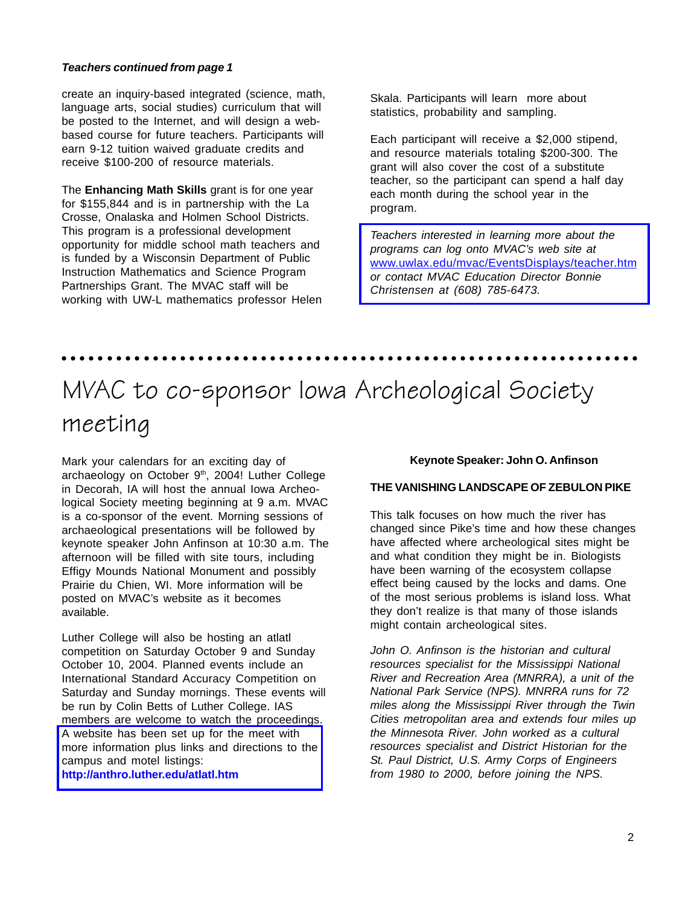***Teachers continued from page 1***

create an inquiry-based integrated (science, math, language arts, social studies) curriculum that will be posted to the Internet, and will design a web-based course for future teachers. Participants will earn 9-12 tuition waived graduate credits and receive $100-200 of resource materials.

The **Enhancing Math Skills** grant is for one year for $155,844 and is in partnership with the La Crosse, Onalaska and Holmen School Districts. This program is a professional development opportunity for middle school math teachers and is funded by a Wisconsin Department of Public Instruction Mathematics and Science Program Partnerships Grant. The MVAC staff will be working with UW-L mathematics professor Helen Skala. Participants will learn more about statistics, probability and sampling.

Each participant will receive a $2,000 stipend, and resource materials totaling $200-300. The grant will also cover the cost of a substitute teacher, so the participant can spend a half day each month during the school year in the program.

*Teachers interested in learning more about the programs can log onto MVAC's web site at* www.uwlax.edu/mvac/EventsDisplays/teacher.htm *or contact MVAC Education Director Bonnie Christensen at (608) 785-6473.*

# MVAC to co-sponsor Iowa Archeological Society meeting

Mark your calendars for an exciting day of archaeology on October 9th, 2004! Luther College in Decorah, IA will host the annual Iowa Archeological Society meeting beginning at 9 a.m. MVAC is a co-sponsor of the event. Morning sessions of archaeological presentations will be followed by keynote speaker John Anfinson at 10:30 a.m. The afternoon will be filled with site tours, including Effigy Mounds National Monument and possibly Prairie du Chien, WI. More information will be posted on MVAC's website as it becomes available.

Luther College will also be hosting an atlatl competition on Saturday October 9 and Sunday October 10, 2004. Planned events include an International Standard Accuracy Competition on Saturday and Sunday mornings. These events will be run by Colin Betts of Luther College. IAS members are welcome to watch the proceedings. A website has been set up for the meet with more information plus links and directions to the campus and motel listings:
**http://anthro.luther.edu/atlatl.htm**

**Keynote Speaker: John O. Anfinson**

**THE VANISHING LANDSCAPE OF ZEBULON PIKE**

This talk focuses on how much the river has changed since Pike's time and how these changes have affected where archeological sites might be and what condition they might be in. Biologists have been warning of the ecosystem collapse effect being caused by the locks and dams. One of the most serious problems is island loss. What they don't realize is that many of those islands might contain archeological sites.

*John O. Anfinson is the historian and cultural resources specialist for the Mississippi National River and Recreation Area (MNRRA), a unit of the National Park Service (NPS). MNRRA runs for 72 miles along the Mississippi River through the Twin Cities metropolitan area and extends four miles up the Minnesota River. John worked as a cultural resources specialist and District Historian for the St. Paul District, U.S. Army Corps of Engineers from 1980 to 2000, before joining the NPS.*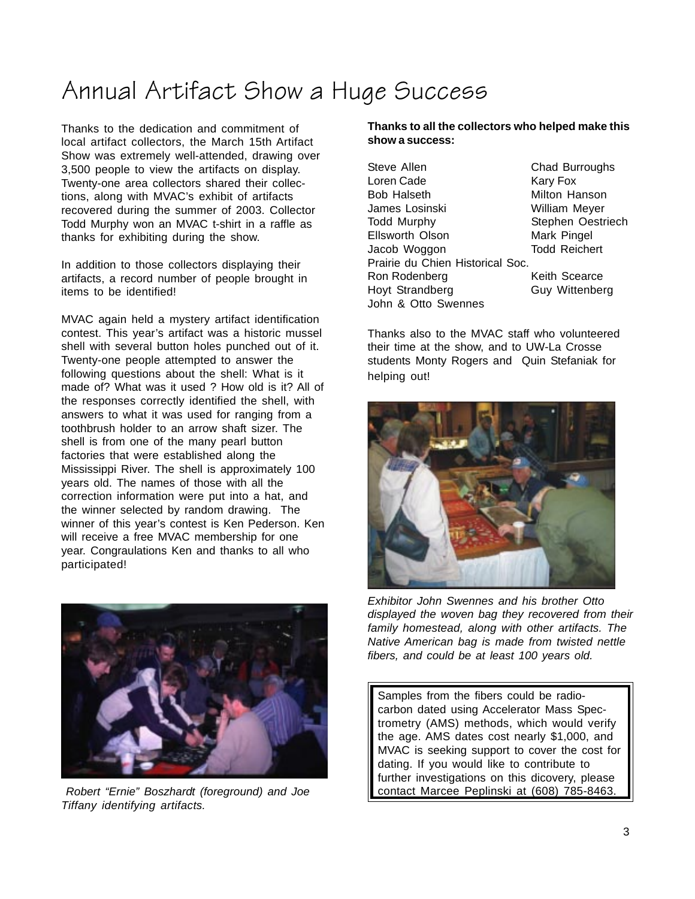# Annual Artifact Show a Huge Success

Thanks to the dedication and commitment of local artifact collectors, the March 15th Artifact Show was extremely well-attended, drawing over 3,500 people to view the artifacts on display. Twenty-one area collectors shared their collections, along with MVAC's exhibit of artifacts recovered during the summer of 2003. Collector Todd Murphy won an MVAC t-shirt in a raffle as thanks for exhibiting during the show.

In addition to those collectors displaying their artifacts, a record number of people brought in items to be identified!

MVAC again held a mystery artifact identification contest. This year's artifact was a historic mussel shell with several button holes punched out of it. Twenty-one people attempted to answer the following questions about the shell: What is it made of? What was it used ? How old is it? All of the responses correctly identified the shell, with answers to what it was used for ranging from a toothbrush holder to an arrow shaft sizer. The shell is from one of the many pearl button factories that were established along the Mississippi River. The shell is approximately 100 years old. The names of those with all the correction information were put into a hat, and the winner selected by random drawing. The winner of this year's contest is Ken Pederson. Ken will receive a free MVAC membership for one year. Congraulations Ken and thanks to all who participated!

Robert "Ernie" Boszhardt (foreground) and Joe Tiffany identifying artifacts.

**Thanks to all the collectors who helped make this show a success:**

Steve Allen
Chad Burroughs
Loren Cade
Kary Fox
Bob Halseth
Milton Hanson
James Losinski
William Meyer
Todd Murphy
Stephen Oestriech
Ellsworth Olson
Mark Pingel
Jacob Woggon
Todd Reichert
Prairie du Chien Historical Soc.
Ron Rodenberg
Keith Scearce
Hoyt Strandberg
Guy Wittenberg
John & Otto Swennes

Thanks also to the MVAC staff who volunteered their time at the show, and to UW-La Crosse students Monty Rogers and Quin Stefaniak for helping out!

*Exhibitor John Swennes and his brother Otto displayed the woven bag they recovered from their family homestead, along with other artifacts. The Native American bag is made from twisted nettle fibers, and could be at least 100 years old.*

Samples from the fibers could be radiocarbon dated using Accelerator Mass Spectrometry (AMS) methods, which would verify the age. AMS dates cost nearly $1,000, and MVAC is seeking support to cover the cost for dating. If you would like to contribute to further investigations on this dicovery, please contact Marcee Peplinski at (608) 785-8463.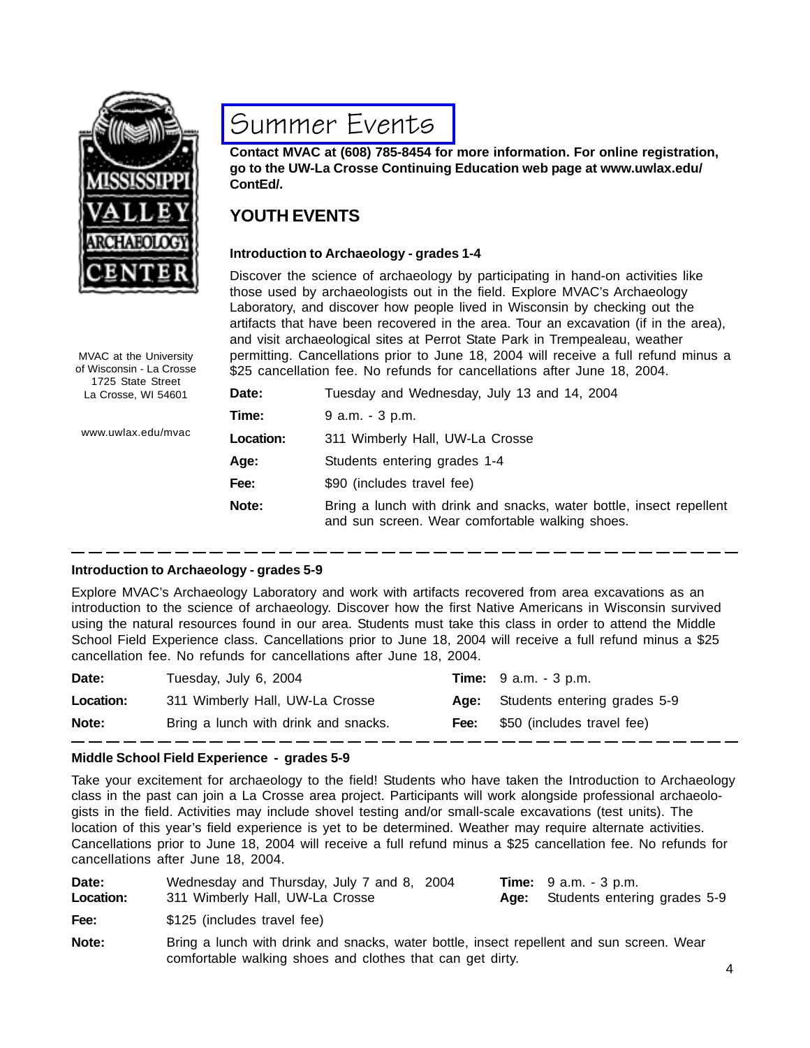MVAC at the University of Wisconsin - La Crosse
1725 State Street
La Crosse, WI 54601

www.uwlax.edu/mvac

# Summer Events

**Contact MVAC at (608) 785-8454 for more information. For online registration, go to the UW-La Crosse Continuing Education web page at www.uwlax.edu/ContEd/.**

## YOUTH EVENTS

### Introduction to Archaeology - grades 1-4

Discover the science of archaeology by participating in hand-on activities like those used by archaeologists out in the field. Explore MVAC's Archaeology Laboratory, and discover how people lived in Wisconsin by checking out the artifacts that have been recovered in the area. Tour an excavation (if in the area), and visit archaeological sites at Perrot State Park in Trempealeau, weather permitting. Cancellations prior to June 18, 2004 will receive a full refund minus a $25 cancellation fee. No refunds for cancellations after June 18, 2004.

**Date:** Tuesday and Wednesday, July 13 and 14, 2004

**Time:** 9 a.m. - 3 p.m.

**Location:** 311 Wimberly Hall, UW-La Crosse

**Age:** Students entering grades 1-4

**Fee:** $90 (includes travel fee)

**Note:** Bring a lunch with drink and snacks, water bottle, insect repellent and sun screen. Wear comfortable walking shoes.

---

### Introduction to Archaeology - grades 5-9

Explore MVAC's Archaeology Laboratory and work with artifacts recovered from area excavations as an introduction to the science of archaeology. Discover how the first Native Americans in Wisconsin survived using the natural resources found in our area. Students must take this class in order to attend the Middle School Field Experience class. Cancellations prior to June 18, 2004 will receive a full refund minus a $25 cancellation fee. No refunds for cancellations after June 18, 2004.

**Date:** Tuesday, July 6, 2004

**Time:** 9 a.m. - 3 p.m.

**Location:** 311 Wimberly Hall, UW-La Crosse

**Age:** Students entering grades 5-9

**Note:** Bring a lunch with drink and snacks.

**Fee:** $50 (includes travel fee)

---

### Middle School Field Experience - grades 5-9

Take your excitement for archaeology to the field! Students who have taken the Introduction to Archaeology class in the past can join a La Crosse area project. Participants will work alongside professional archaeologists in the field. Activities may include shovel testing and/or small-scale excavations (test units). The location of this year's field experience is yet to be determined. Weather may require alternate activities. Cancellations prior to June 18, 2004 will receive a full refund minus a $25 cancellation fee. No refunds for cancellations after June 18, 2004.

**Date:** Wednesday and Thursday, July 7 and 8, 2004

**Time:** 9 a.m. - 3 p.m.

**Location:** 311 Wimberly Hall, UW-La Crosse

**Age:** Students entering grades 5-9

**Fee:** $125 (includes travel fee)

**Note:** Bring a lunch with drink and snacks, water bottle, insect repellent and sun screen. Wear comfortable walking shoes and clothes that can get dirty.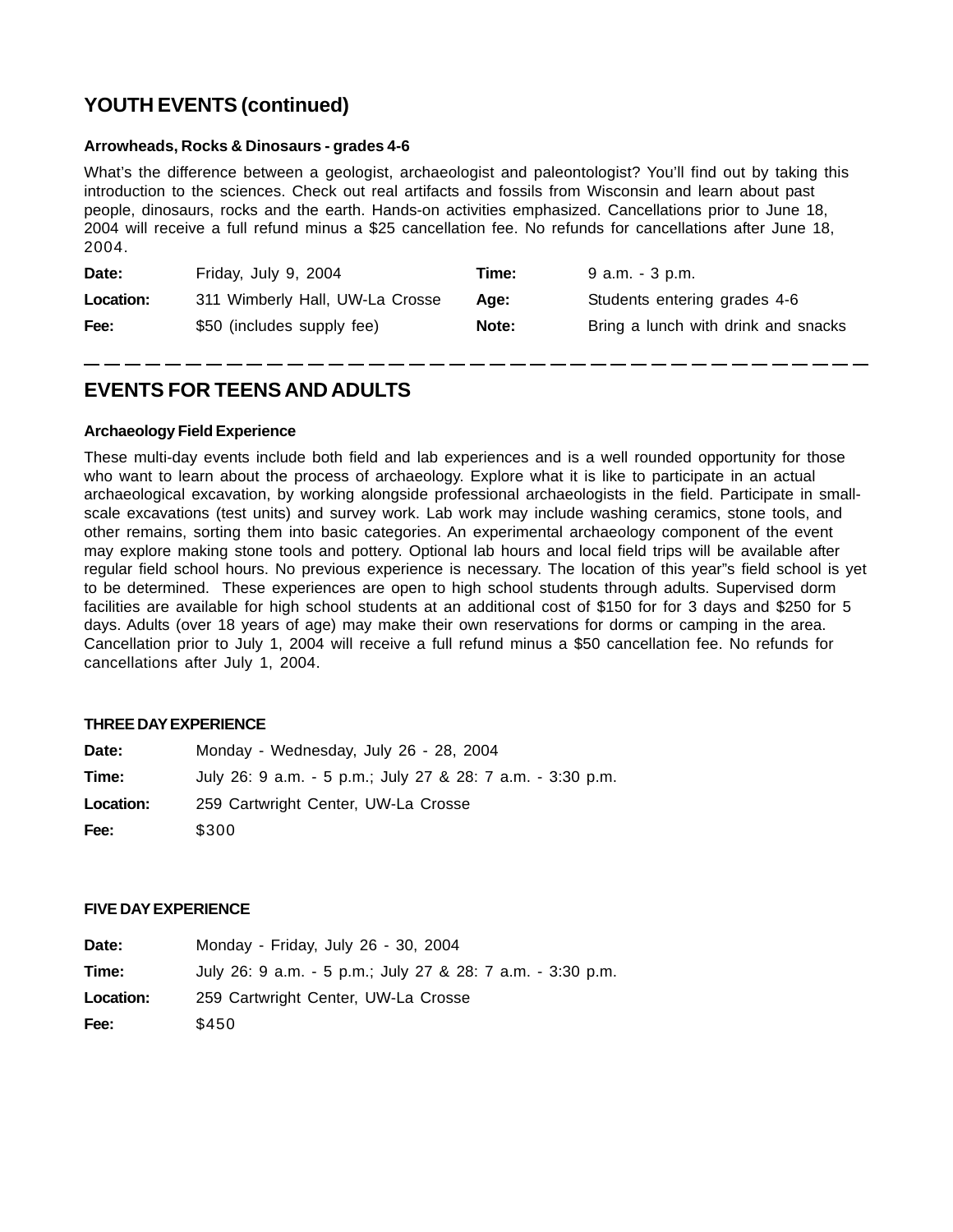## YOUTH EVENTS (continued)

### Arrowheads, Rocks & Dinosaurs - grades 4-6

What's the difference between a geologist, archaeologist and paleontologist? You'll find out by taking this introduction to the sciences. Check out real artifacts and fossils from Wisconsin and learn about past people, dinosaurs, rocks and the earth. Hands-on activities emphasized. Cancellations prior to June 18, 2004 will receive a full refund minus a $25 cancellation fee. No refunds for cancellations after June 18, 2004.

| | | | |
|---|---|---|---|
| **Date:** | Friday, July 9, 2004 | **Time:** | 9 a.m. - 3 p.m. |
| **Location:** | 311 Wimberly Hall, UW-La Crosse | **Age:** | Students entering grades 4-6 |
| **Fee:** | $50 (includes supply fee) | **Note:** | Bring a lunch with drink and snacks |

---

## EVENTS FOR TEENS AND ADULTS

### Archaeology Field Experience

These multi-day events include both field and lab experiences and is a well rounded opportunity for those who want to learn about the process of archaeology. Explore what it is like to participate in an actual archaeological excavation, by working alongside professional archaeologists in the field. Participate in small-scale excavations (test units) and survey work. Lab work may include washing ceramics, stone tools, and other remains, sorting them into basic categories. An experimental archaeology component of the event may explore making stone tools and pottery. Optional lab hours and local field trips will be available after regular field school hours. No previous experience is necessary. The location of this year"s field school is yet to be determined. These experiences are open to high school students through adults. Supervised dorm facilities are available for high school students at an additional cost of $150 for for 3 days and $250 for 5 days. Adults (over 18 years of age) may make their own reservations for dorms or camping in the area. Cancellation prior to July 1, 2004 will receive a full refund minus a $50 cancellation fee. No refunds for cancellations after July 1, 2004.

#### THREE DAY EXPERIENCE

| | |
|---|---|
| **Date:** | Monday - Wednesday, July 26 - 28, 2004 |
| **Time:** | July 26: 9 a.m. - 5 p.m.; July 27 & 28: 7 a.m. - 3:30 p.m. |
| **Location:** | 259 Cartwright Center, UW-La Crosse |
| **Fee:** | $300 |

#### FIVE DAY EXPERIENCE

| | |
|---|---|
| **Date:** | Monday - Friday, July 26 - 30, 2004 |
| **Time:** | July 26: 9 a.m. - 5 p.m.; July 27 & 28: 7 a.m. - 3:30 p.m. |
| **Location:** | 259 Cartwright Center, UW-La Crosse |
| **Fee:** | $450 |